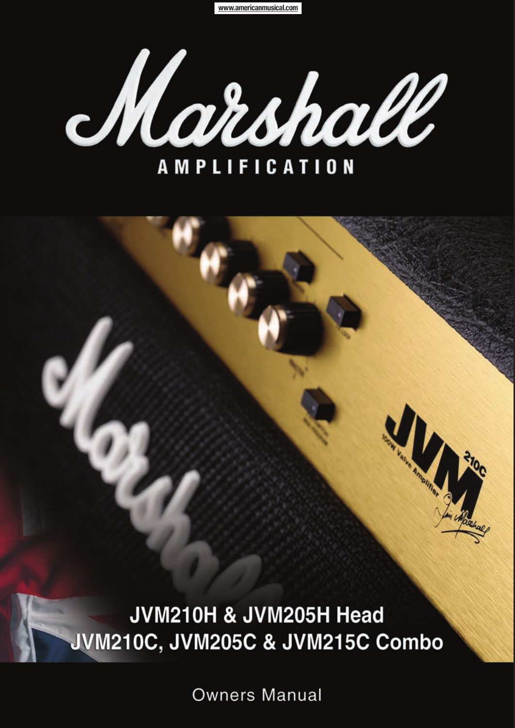www.americanmusical.com

# Marshall

## AMPLIFICATION

JVM210H & JVM205H Head
JVM210C, JVM205C & JVM215C Combo

Owners Manual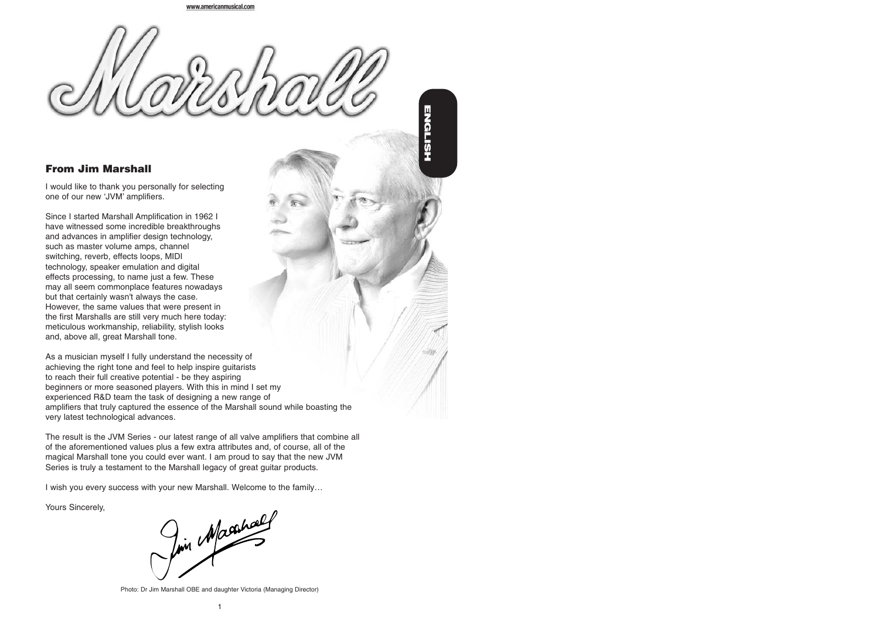## From Jim Marshall

I would like to thank you personally for selecting one of our new 'JVM' amplifiers.

Since I started Marshall Amplification in 1962 I have witnessed some incredible breakthroughs and advances in amplifier design technology, such as master volume amps, channel switching, reverb, effects loops, MIDI technology, speaker emulation and digital effects processing, to name just a few. These may all seem commonplace features nowadays but that certainly wasn't always the case. However, the same values that were present in the first Marshalls are still very much here today: meticulous workmanship, reliability, stylish looks and, above all, great Marshall tone.

As a musician myself I fully understand the necessity of achieving the right tone and feel to help inspire guitarists to reach their full creative potential - be they aspiring beginners or more seasoned players. With this in mind I set my experienced R&D team the task of designing a new range of amplifiers that truly captured the essence of the Marshall sound while boasting the very latest technological advances.

The result is the JVM Series - our latest range of all valve amplifiers that combine all of the aforementioned values plus a few extra attributes and, of course, all of the magical Marshall tone you could ever want. I am proud to say that the new JVM Series is truly a testament to the Marshall legacy of great guitar products.

I wish you every success with your new Marshall. Welcome to the family…

Yours Sincerely,

Jim Marshall

Photo: Dr Jim Marshall OBE and daughter Victoria (Managing Director)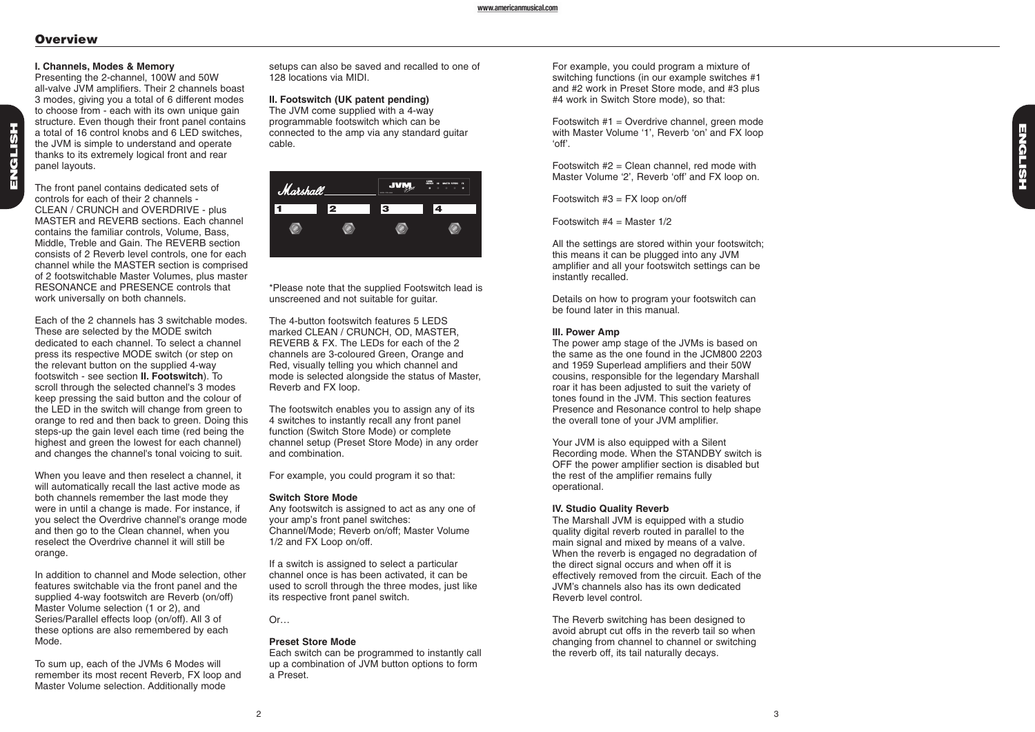## Overview

**I. Channels, Modes & Memory**
Presenting the 2-channel, 100W and 50W all-valve JVM amplifiers. Their 2 channels boast 3 modes, giving you a total of 6 different modes to choose from - each with its own unique gain structure. Even though their front panel contains a total of 16 control knobs and 6 LED switches, the JVM is simple to understand and operate thanks to its extremely logical front and rear panel layouts.

The front panel contains dedicated sets of controls for each of their 2 channels - CLEAN / CRUNCH and OVERDRIVE - plus MASTER and REVERB sections. Each channel contains the familiar controls, Volume, Bass, Middle, Treble and Gain. The REVERB section consists of 2 Reverb level controls, one for each channel while the MASTER section is comprised of 2 footswitchable Master Volumes, plus master RESONANCE and PRESENCE controls that work universally on both channels.

Each of the 2 channels has 3 switchable modes. These are selected by the MODE switch dedicated to each channel. To select a channel press its respective MODE switch (or step on the relevant button on the supplied 4-way footswitch - see section **II. Footswitch**). To scroll through the selected channel's 3 modes keep pressing the said button and the colour of the LED in the switch will change from green to orange to red and then back to green. Doing this steps-up the gain level each time (red being the highest and green the lowest for each channel) and changes the channel's tonal voicing to suit.

When you leave and then reselect a channel, it will automatically recall the last active mode as both channels remember the last mode they were in until a change is made. For instance, if you select the Overdrive channel's orange mode and then go to the Clean channel, when you reselect the Overdrive channel it will still be orange.

In addition to channel and Mode selection, other features switchable via the front panel and the supplied 4-way footswitch are Reverb (on/off) Master Volume selection (1 or 2), and Series/Parallel effects loop (on/off). All 3 of these options are also remembered by each Mode.

To sum up, each of the JVMs 6 Modes will remember its most recent Reverb, FX loop and Master Volume selection. Additionally mode setups can also be saved and recalled to one of 128 locations via MIDI.

**II. Footswitch (UK patent pending)**
The JVM come supplied with a 4-way programmable footswitch which can be connected to the amp via any standard guitar cable.

*Please note that the supplied Footswitch lead is unscreened and not suitable for guitar.

The 4-button footswitch features 5 LEDS marked CLEAN / CRUNCH, OD, MASTER, REVERB & FX. The LEDs for each of the 2 channels are 3-coloured Green, Orange and Red, visually telling you which channel and mode is selected alongside the status of Master, Reverb and FX loop.

The footswitch enables you to assign any of its 4 switches to instantly recall any front panel function (Switch Store Mode) or complete channel setup (Preset Store Mode) in any order and combination.

For example, you could program it so that:

**Switch Store Mode**
Any footswitch is assigned to act as any one of your amp's front panel switches: Channel/Mode; Reverb on/off; Master Volume 1/2 and FX Loop on/off.

If a switch is assigned to select a particular channel once is has been activated, it can be used to scroll through the three modes, just like its respective front panel switch.

Or…

**Preset Store Mode**
Each switch can be programmed to instantly call up a combination of JVM button options to form a Preset.

For example, you could program a mixture of switching functions (in our example switches #1 and #2 work in Preset Store mode, and #3 plus #4 work in Switch Store mode), so that:

Footswitch #1 = Overdrive channel, green mode with Master Volume '1', Reverb 'on' and FX loop 'off'.

Footswitch #2 = Clean channel, red mode with Master Volume '2', Reverb 'off' and FX loop on.

Footswitch #3 = FX loop on/off

Footswitch #4 = Master 1/2

All the settings are stored within your footswitch; this means it can be plugged into any JVM amplifier and all your footswitch settings can be instantly recalled.

Details on how to program your footswitch can be found later in this manual.

**III. Power Amp**
The power amp stage of the JVMs is based on the same as the one found in the JCM800 2203 and 1959 Superlead amplifiers and their 50W cousins, responsible for the legendary Marshall roar it has been adjusted to suit the variety of tones found in the JVM. This section features Presence and Resonance control to help shape the overall tone of your JVM amplifier.

Your JVM is also equipped with a Silent Recording mode. When the STANDBY switch is OFF the power amplifier section is disabled but the rest of the amplifier remains fully operational.

**IV. Studio Quality Reverb**
The Marshall JVM is equipped with a studio quality digital reverb routed in parallel to the main signal and mixed by means of a valve. When the reverb is engaged no degradation of the direct signal occurs and when off it is effectively removed from the circuit. Each of the JVM's channels also has its own dedicated Reverb level control.

The Reverb switching has been designed to avoid abrupt cut offs in the reverb tail so when changing from channel to channel or switching the reverb off, its tail naturally decays.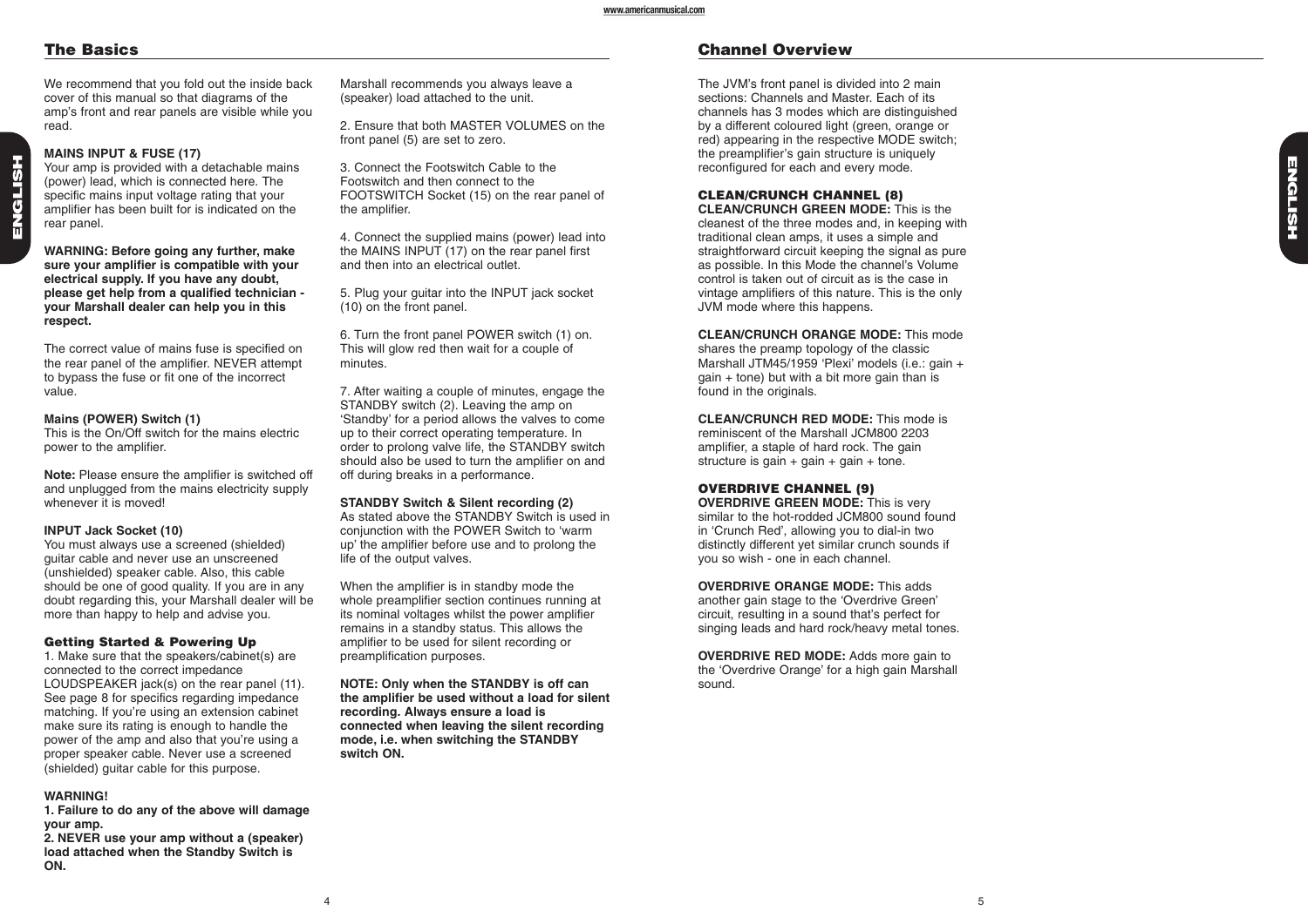## The Basics

We recommend that you fold out the inside back cover of this manual so that diagrams of the amp's front and rear panels are visible while you read.

**MAINS INPUT & FUSE (17)**
Your amp is provided with a detachable mains (power) lead, which is connected here. The specific mains input voltage rating that your amplifier has been built for is indicated on the rear panel.

**WARNING: Before going any further, make sure your amplifier is compatible with your electrical supply. If you have any doubt, please get help from a qualified technician - your Marshall dealer can help you in this respect.**

The correct value of mains fuse is specified on the rear panel of the amplifier. NEVER attempt to bypass the fuse or fit one of the incorrect value.

**Mains (POWER) Switch (1)**
This is the On/Off switch for the mains electric power to the amplifier.

**Note:** Please ensure the amplifier is switched off and unplugged from the mains electricity supply whenever it is moved!

**INPUT Jack Socket (10)**
You must always use a screened (shielded) guitar cable and never use an unscreened (unshielded) speaker cable. Also, this cable should be one of good quality. If you are in any doubt regarding this, your Marshall dealer will be more than happy to help and advise you.

### Getting Started & Powering Up

1. Make sure that the speakers/cabinet(s) are connected to the correct impedance LOUDSPEAKER jack(s) on the rear panel (11). See page 8 for specifics regarding impedance matching. If you're using an extension cabinet make sure its rating is enough to handle the power of the amp and also that you're using a proper speaker cable. Never use a screened (shielded) guitar cable for this purpose.

**WARNING!**
**1. Failure to do any of the above will damage your amp.**
**2. NEVER use your amp without a (speaker) load attached when the Standby Switch is ON.**

Marshall recommends you always leave a (speaker) load attached to the unit.

2. Ensure that both MASTER VOLUMES on the front panel (5) are set to zero.

3. Connect the Footswitch Cable to the Footswitch and then connect to the FOOTSWITCH Socket (15) on the rear panel of the amplifier.

4. Connect the supplied mains (power) lead into the MAINS INPUT (17) on the rear panel first and then into an electrical outlet.

5. Plug your guitar into the INPUT jack socket (10) on the front panel.

6. Turn the front panel POWER switch (1) on. This will glow red then wait for a couple of minutes.

7. After waiting a couple of minutes, engage the STANDBY switch (2). Leaving the amp on 'Standby' for a period allows the valves to come up to their correct operating temperature. In order to prolong valve life, the STANDBY switch should also be used to turn the amplifier on and off during breaks in a performance.

**STANDBY Switch & Silent recording (2)**
As stated above the STANDBY Switch is used in conjunction with the POWER Switch to 'warm up' the amplifier before use and to prolong the life of the output valves.

When the amplifier is in standby mode the whole preamplifier section continues running at its nominal voltages whilst the power amplifier remains in a standby status. This allows the amplifier to be used for silent recording or preamplification purposes.

**NOTE: Only when the STANDBY is off can the amplifier be used without a load for silent recording. Always ensure a load is connected when leaving the silent recording mode, i.e. when switching the STANDBY switch ON.**

## Channel Overview

The JVM's front panel is divided into 2 main sections: Channels and Master. Each of its channels has 3 modes which are distinguished by a different coloured light (green, orange or red) appearing in the respective MODE switch; the preamplifier's gain structure is uniquely reconfigured for each and every mode.

### CLEAN/CRUNCH CHANNEL (8)

**CLEAN/CRUNCH GREEN MODE:** This is the cleanest of the three modes and, in keeping with traditional clean amps, it uses a simple and straightforward circuit keeping the signal as pure as possible. In this Mode the channel's Volume control is taken out of circuit as is the case in vintage amplifiers of this nature. This is the only JVM mode where this happens.

**CLEAN/CRUNCH ORANGE MODE:** This mode shares the preamp topology of the classic Marshall JTM45/1959 'Plexi' models (i.e.: gain + gain + tone) but with a bit more gain than is found in the originals.

**CLEAN/CRUNCH RED MODE:** This mode is reminiscent of the Marshall JCM800 2203 amplifier, a staple of hard rock. The gain structure is gain + gain + gain + tone.

### OVERDRIVE CHANNEL (9)

**OVERDRIVE GREEN MODE:** This is very similar to the hot-rodded JCM800 sound found in 'Crunch Red', allowing you to dial-in two distinctly different yet similar crunch sounds if you so wish - one in each channel.

**OVERDRIVE ORANGE MODE:** This adds another gain stage to the 'Overdrive Green' circuit, resulting in a sound that's perfect for singing leads and hard rock/heavy metal tones.

**OVERDRIVE RED MODE:** Adds more gain to the 'Overdrive Orange' for a high gain Marshall sound.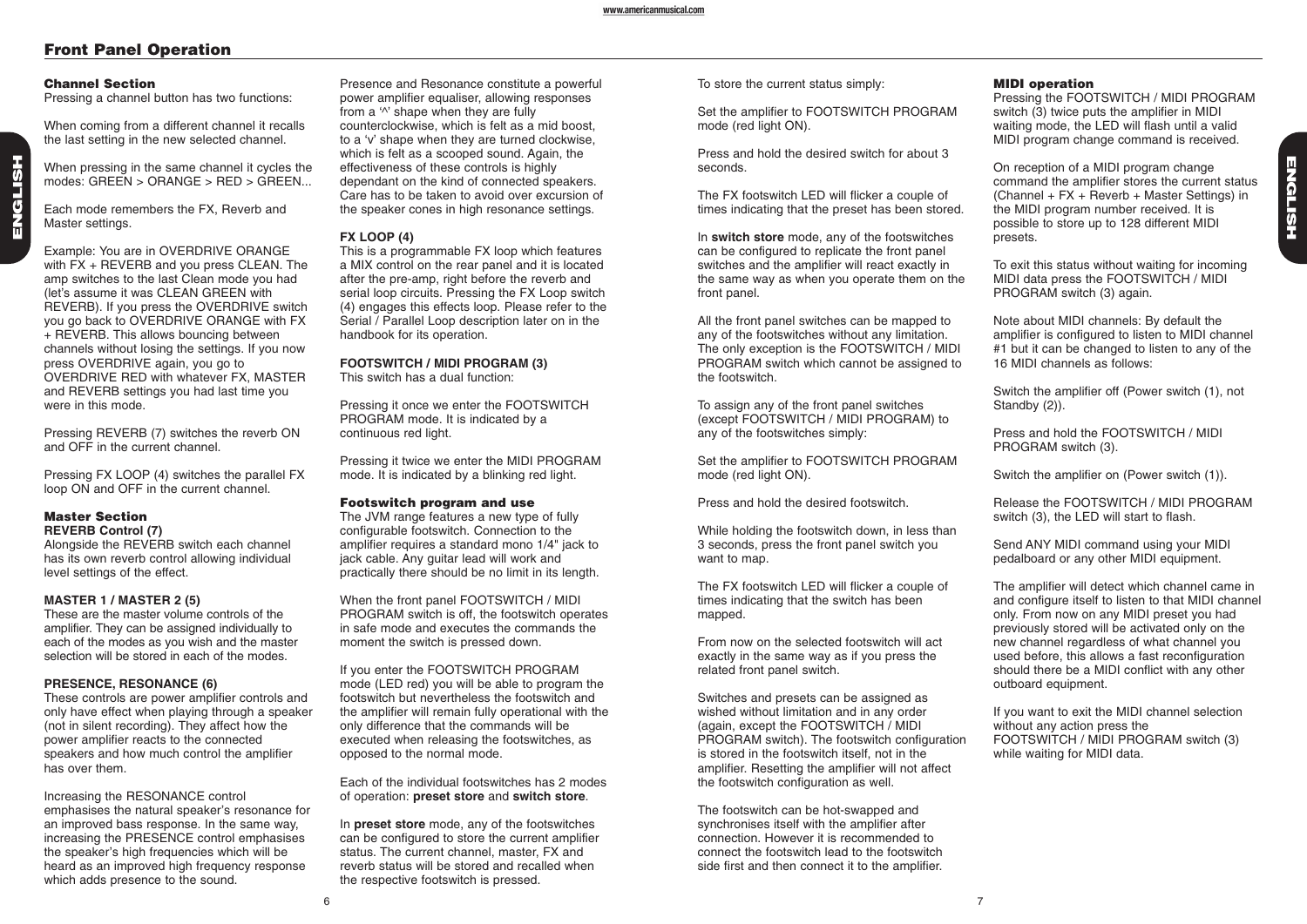## Front Panel Operation

### Channel Section

Pressing a channel button has two functions:

When coming from a different channel it recalls the last setting in the new selected channel.

When pressing in the same channel it cycles the modes: GREEN > ORANGE > RED > GREEN...

Each mode remembers the FX, Reverb and Master settings.

Example: You are in OVERDRIVE ORANGE with FX + REVERB and you press CLEAN. The amp switches to the last Clean mode you had (let's assume it was CLEAN GREEN with REVERB). If you press the OVERDRIVE switch you go back to OVERDRIVE ORANGE with FX + REVERB. This allows bouncing between channels without losing the settings. If you now press OVERDRIVE again, you go to OVERDRIVE RED with whatever FX, MASTER and REVERB settings you had last time you were in this mode.

Pressing REVERB (7) switches the reverb ON and OFF in the current channel.

Pressing FX LOOP (4) switches the parallel FX loop ON and OFF in the current channel.

### Master Section

**REVERB Control (7)**

Alongside the REVERB switch each channel has its own reverb control allowing individual level settings of the effect.

**MASTER 1 / MASTER 2 (5)**

These are the master volume controls of the amplifier. They can be assigned individually to each of the modes as you wish and the master selection will be stored in each of the modes.

**PRESENCE, RESONANCE (6)**

These controls are power amplifier controls and only have effect when playing through a speaker (not in silent recording). They affect how the power amplifier reacts to the connected speakers and how much control the amplifier has over them.

Increasing the RESONANCE control emphasises the natural speaker's resonance for an improved bass response. In the same way, increasing the PRESENCE control emphasises the speaker's high frequencies which will be heard as an improved high frequency response which adds presence to the sound.

Presence and Resonance constitute a powerful power amplifier equaliser, allowing responses from a '^' shape when they are fully counterclockwise, which is felt as a mid boost, to a 'v' shape when they are turned clockwise, which is felt as a scooped sound. Again, the effectiveness of these controls is highly dependant on the kind of connected speakers. Care has to be taken to avoid over excursion of the speaker cones in high resonance settings.

**FX LOOP (4)**

This is a programmable FX loop which features a MIX control on the rear panel and it is located after the pre-amp, right before the reverb and serial loop circuits. Pressing the FX Loop switch (4) engages this effects loop. Please refer to the Serial / Parallel Loop description later on in the handbook for its operation.

**FOOTSWITCH / MIDI PROGRAM (3)**

This switch has a dual function:

Pressing it once we enter the FOOTSWITCH PROGRAM mode. It is indicated by a continuous red light.

Pressing it twice we enter the MIDI PROGRAM mode. It is indicated by a blinking red light.

### Footswitch program and use

The JVM range features a new type of fully configurable footswitch. Connection to the amplifier requires a standard mono 1/4" jack to jack cable. Any guitar lead will work and practically there should be no limit in its length.

When the front panel FOOTSWITCH / MIDI PROGRAM switch is off, the footswitch operates in safe mode and executes the commands the moment the switch is pressed down.

If you enter the FOOTSWITCH PROGRAM mode (LED red) you will be able to program the footswitch but nevertheless the footswitch and the amplifier will remain fully operational with the only difference that the commands will be executed when releasing the footswitches, as opposed to the normal mode.

Each of the individual footswitches has 2 modes of operation: **preset store** and **switch store**.

In **preset store** mode, any of the footswitches can be configured to store the current amplifier status. The current channel, master, FX and reverb status will be stored and recalled when the respective footswitch is pressed.

To store the current status simply:

Set the amplifier to FOOTSWITCH PROGRAM mode (red light ON).

Press and hold the desired switch for about 3 seconds.

The FX footswitch LED will flicker a couple of times indicating that the preset has been stored.

In **switch store** mode, any of the footswitches can be configured to replicate the front panel switches and the amplifier will react exactly in the same way as when you operate them on the front panel.

All the front panel switches can be mapped to any of the footswitches without any limitation. The only exception is the FOOTSWITCH / MIDI PROGRAM switch which cannot be assigned to the footswitch.

To assign any of the front panel switches (except FOOTSWITCH / MIDI PROGRAM) to any of the footswitches simply:

Set the amplifier to FOOTSWITCH PROGRAM mode (red light ON).

Press and hold the desired footswitch.

While holding the footswitch down, in less than 3 seconds, press the front panel switch you want to map.

The FX footswitch LED will flicker a couple of times indicating that the switch has been mapped.

From now on the selected footswitch will act exactly in the same way as if you press the related front panel switch.

Switches and presets can be assigned as wished without limitation and in any order (again, except the FOOTSWITCH / MIDI PROGRAM switch). The footswitch configuration is stored in the footswitch itself, not in the amplifier. Resetting the amplifier will not affect the footswitch configuration as well.

The footswitch can be hot-swapped and synchronises itself with the amplifier after connection. However it is recommended to connect the footswitch lead to the footswitch side first and then connect it to the amplifier.

### MIDI operation

Pressing the FOOTSWITCH / MIDI PROGRAM switch (3) twice puts the amplifier in MIDI waiting mode, the LED will flash until a valid MIDI program change command is received.

On reception of a MIDI program change command the amplifier stores the current status (Channel + FX + Reverb + Master Settings) in the MIDI program number received. It is possible to store up to 128 different MIDI presets.

To exit this status without waiting for incoming MIDI data press the FOOTSWITCH / MIDI PROGRAM switch (3) again.

Note about MIDI channels: By default the amplifier is configured to listen to MIDI channel #1 but it can be changed to listen to any of the 16 MIDI channels as follows:

Switch the amplifier off (Power switch (1), not Standby (2)).

Press and hold the FOOTSWITCH / MIDI PROGRAM switch (3).

Switch the amplifier on (Power switch (1)).

Release the FOOTSWITCH / MIDI PROGRAM switch (3), the LED will start to flash.

Send ANY MIDI command using your MIDI pedalboard or any other MIDI equipment.

The amplifier will detect which channel came in and configure itself to listen to that MIDI channel only. From now on any MIDI preset you had previously stored will be activated only on the new channel regardless of what channel you used before, this allows a fast reconfiguration should there be a MIDI conflict with any other outboard equipment.

If you want to exit the MIDI channel selection without any action press the FOOTSWITCH / MIDI PROGRAM switch (3) while waiting for MIDI data.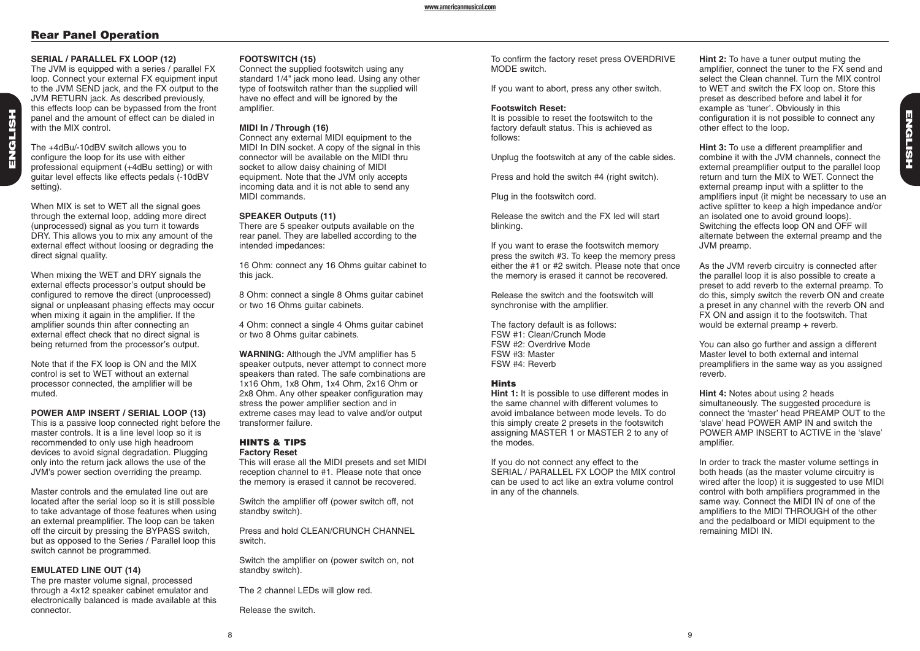## Rear Panel Operation

**SERIAL / PARALLEL FX LOOP (12)**
The JVM is equipped with a series / parallel FX loop. Connect your external FX equipment input to the JVM SEND jack, and the FX output to the JVM RETURN jack. As described previously, this effects loop can be bypassed from the front panel and the amount of effect can be dialed in with the MIX control.

The +4dBu/-10dBV switch allows you to configure the loop for its use with either professional equipment (+4dBu setting) or with guitar level effects like effects pedals (-10dBV setting).

When MIX is set to WET all the signal goes through the external loop, adding more direct (unprocessed) signal as you turn it towards DRY. This allows you to mix any amount of the external effect without loosing or degrading the direct signal quality.

When mixing the WET and DRY signals the external effects processor's output should be configured to remove the direct (unprocessed) signal or unpleasant phasing effects may occur when mixing it again in the amplifier. If the amplifier sounds thin after connecting an external effect check that no direct signal is being returned from the processor's output.

Note that if the FX loop is ON and the MIX control is set to WET without an external processor connected, the amplifier will be muted.

**POWER AMP INSERT / SERIAL LOOP (13)**
This is a passive loop connected right before the master controls. It is a line level loop so it is recommended to only use high headroom devices to avoid signal degradation. Plugging only into the return jack allows the use of the JVM's power section overriding the preamp.

Master controls and the emulated line out are located after the serial loop so it is still possible to take advantage of those features when using an external preamplifier. The loop can be taken off the circuit by pressing the BYPASS switch, but as opposed to the Series / Parallel loop this switch cannot be programmed.

**EMULATED LINE OUT (14)**
The pre master volume signal, processed through a 4x12 speaker cabinet emulator and electronically balanced is made available at this connector.

**FOOTSWITCH (15)**
Connect the supplied footswitch using any standard 1/4" jack mono lead. Using any other type of footswitch rather than the supplied will have no effect and will be ignored by the amplifier.

**MIDI In / Through (16)**
Connect any external MIDI equipment to the MIDI In DIN socket. A copy of the signal in this connector will be available on the MIDI thru socket to allow daisy chaining of MIDI equipment. Note that the JVM only accepts incoming data and it is not able to send any MIDI commands.

**SPEAKER Outputs (11)**
There are 5 speaker outputs available on the rear panel. They are labelled according to the intended impedances:

16 Ohm: connect any 16 Ohms guitar cabinet to this jack.

8 Ohm: connect a single 8 Ohms guitar cabinet or two 16 Ohms guitar cabinets.

4 Ohm: connect a single 4 Ohms guitar cabinet or two 8 Ohms guitar cabinets.

**WARNING:** Although the JVM amplifier has 5 speaker outputs, never attempt to connect more speakers than rated. The safe combinations are 1x16 Ohm, 1x8 Ohm, 1x4 Ohm, 2x16 Ohm or 2x8 Ohm. Any other speaker configuration may stress the power amplifier section and in extreme cases may lead to valve and/or output transformer failure.

### HINTS & TIPS

**Factory Reset**
This will erase all the MIDI presets and set MIDI reception channel to #1. Please note that once the memory is erased it cannot be recovered.

Switch the amplifier off (power switch off, not standby switch).

Press and hold CLEAN/CRUNCH CHANNEL switch.

Switch the amplifier on (power switch on, not standby switch).

The 2 channel LEDs will glow red.

Release the switch.

To confirm the factory reset press OVERDRIVE MODE switch.

If you want to abort, press any other switch.

**Footswitch Reset:**
It is possible to reset the footswitch to the factory default status. This is achieved as follows:

Unplug the footswitch at any of the cable sides.

Press and hold the switch #4 (right switch).

Plug in the footswitch cord.

Release the switch and the FX led will start blinking.

If you want to erase the footswitch memory press the switch #3. To keep the memory press either the #1 or #2 switch. Please note that once the memory is erased it cannot be recovered.

Release the switch and the footswitch will synchronise with the amplifier.

The factory default is as follows:
FSW #1: Clean/Crunch Mode
FSW #2: Overdrive Mode
FSW #3: Master
FSW #4: Reverb

### Hints

**Hint 1:** It is possible to use different modes in the same channel with different volumes to avoid imbalance between mode levels. To do this simply create 2 presets in the footswitch assigning MASTER 1 or MASTER 2 to any of the modes.

If you do not connect any effect to the SERIAL / PARALLEL FX LOOP the MIX control can be used to act like an extra volume control in any of the channels.

**Hint 2:** To have a tuner output muting the amplifier, connect the tuner to the FX send and select the Clean channel. Turn the MIX control to WET and switch the FX loop on. Store this preset as described before and label it for example as 'tuner'. Obviously in this configuration it is not possible to connect any other effect to the loop.

**Hint 3:** To use a different preamplifier and combine it with the JVM channels, connect the external preamplifier output to the parallel loop return and turn the MIX to WET. Connect the external preamp input with a splitter to the amplifiers input (it might be necessary to use an active splitter to keep a high impedance and/or an isolated one to avoid ground loops). Switching the effects loop ON and OFF will alternate between the external preamp and the JVM preamp.

As the JVM reverb circuitry is connected after the parallel loop it is also possible to create a preset to add reverb to the external preamp. To do this, simply switch the reverb ON and create a preset in any channel with the reverb ON and FX ON and assign it to the footswitch. That would be external preamp + reverb.

You can also go further and assign a different Master level to both external and internal preamplifiers in the same way as you assigned reverb.

**Hint 4:** Notes about using 2 heads simultaneously. The suggested procedure is connect the 'master' head PREAMP OUT to the 'slave' head POWER AMP IN and switch the POWER AMP INSERT to ACTIVE in the 'slave' amplifier.

In order to track the master volume settings in both heads (as the master volume circuitry is wired after the loop) it is suggested to use MIDI control with both amplifiers programmed in the same way. Connect the MIDI IN of one of the amplifiers to the MIDI THROUGH of the other and the pedalboard or MIDI equipment to the remaining MIDI IN.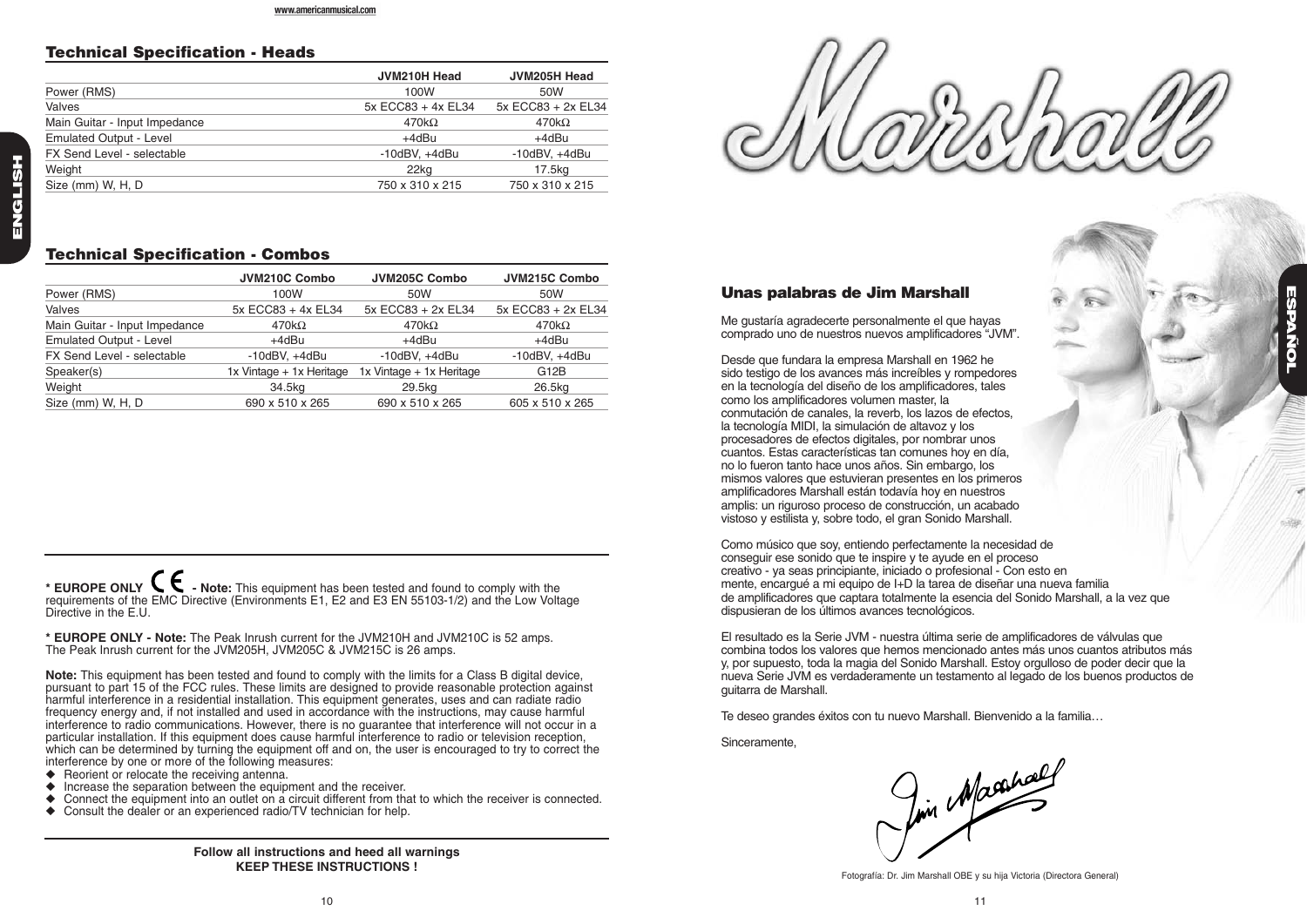## Technical Specification - Heads

| | JVM210H Head | JVM205H Head |
|---|---|---|
| Power (RMS) | 100W | 50W |
| Valves | 5x ECC83 + 4x EL34 | 5x ECC83 + 2x EL34 |
| Main Guitar - Input Impedance | 470kΩ | 470kΩ |
| Emulated Output - Level | +4dBu | +4dBu |
| FX Send Level - selectable | -10dBV, +4dBu | -10dBV, +4dBu |
| Weight | 22kg | 17.5kg |
| Size (mm) W, H, D | 750 x 310 x 215 | 750 x 310 x 215 |

## Technical Specification - Combos

| | JVM210C Combo | JVM205C Combo | JVM215C Combo |
|---|---|---|---|
| Power (RMS) | 100W | 50W | 50W |
| Valves | 5x ECC83 + 4x EL34 | 5x ECC83 + 2x EL34 | 5x ECC83 + 2x EL34 |
| Main Guitar - Input Impedance | 470kΩ | 470kΩ | 470kΩ |
| Emulated Output - Level | +4dBu | +4dBu | +4dBu |
| FX Send Level - selectable | -10dBV, +4dBu | -10dBV, +4dBu | -10dBV, +4dBu |
| Speaker(s) | 1x Vintage + 1x Heritage | 1x Vintage + 1x Heritage | G12B |
| Weight | 34.5kg | 29.5kg | 26.5kg |
| Size (mm) W, H, D | 690 x 510 x 265 | 690 x 510 x 265 | 605 x 510 x 265 |

**\* EUROPE ONLY CE - Note:** This equipment has been tested and found to comply with the requirements of the EMC Directive (Environments E1, E2 and E3 EN 55103-1/2) and the Low Voltage Directive in the E.U.

**\* EUROPE ONLY - Note:** The Peak Inrush current for the JVM210H and JVM210C is 52 amps. The Peak Inrush current for the JVM205H, JVM205C & JVM215C is 26 amps.

**Note:** This equipment has been tested and found to comply with the limits for a Class B digital device, pursuant to part 15 of the FCC rules. These limits are designed to provide reasonable protection against harmful interference in a residential installation. This equipment generates, uses and can radiate radio frequency energy and, if not installed and used in accordance with the instructions, may cause harmful interference to radio communications. However, there is no guarantee that interference will not occur in a particular installation. If this equipment does cause harmful interference to radio or television reception, which can be determined by turning the equipment off and on, the user is encouraged to try to correct the interference by one or more of the following measures:

- Reorient or relocate the receiving antenna.
- Increase the separation between the equipment and the receiver.
- Connect the equipment into an outlet on a circuit different from that to which the receiver is connected.
- Consult the dealer or an experienced radio/TV technician for help.

**Follow all instructions and heed all warnings**
**KEEP THESE INSTRUCTIONS !**

## Unas palabras de Jim Marshall

Me gustaría agradecerte personalmente el que hayas comprado uno de nuestros nuevos amplificadores "JVM".

Desde que fundara la empresa Marshall en 1962 he sido testigo de los avances más increíbles y rompedores en la tecnología del diseño de los amplificadores, tales como los amplificadores volumen master, la conmutación de canales, la reverb, los lazos de efectos, la tecnología MIDI, la simulación de altavoz y los procesadores de efectos digitales, por nombrar unos cuantos. Estas características tan comunes hoy en día, no lo fueron tanto hace unos años. Sin embargo, los mismos valores que estuvieran presentes en los primeros amplificadores Marshall están todavía hoy en nuestros amplis: un riguroso proceso de construcción, un acabado vistoso y estilista y, sobre todo, el gran Sonido Marshall.

Como músico que soy, entiendo perfectamente la necesidad de conseguir ese sonido que te inspire y te ayude en el proceso creativo - ya seas principiante, iniciado o profesional - Con esto en mente, encargué a mi equipo de I+D la tarea de diseñar una nueva familia de amplificadores que captara totalmente la esencia del Sonido Marshall, a la vez que dispusieran de los últimos avances tecnológicos.

El resultado es la Serie JVM - nuestra última serie de amplificadores de válvulas que combina todos los valores que hemos mencionado antes más unos cuantos atributos más y, por supuesto, toda la magia del Sonido Marshall. Estoy orgulloso de poder decir que la nueva Serie JVM es verdaderamente un testamento al legado de los buenos productos de guitarra de Marshall.

Te deseo grandes éxitos con tu nuevo Marshall. Bienvenido a la familia…

Sinceramente,

Jim Marshall

Fotografía: Dr. Jim Marshall OBE y su hija Victoria (Directora General)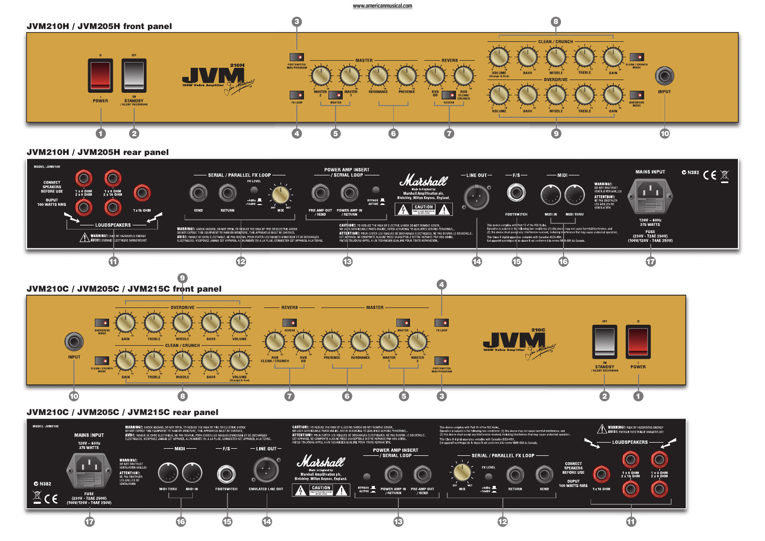## JVM210H / JVM205H front panel

POWER · STANDBY / SILENT RECORDING · FOOTSWITCH/ MIDI PROGRAM · FX LOOP · MASTER 2 · MASTER 1 · MASTER · RESONANCE · PRESENCE · REVERB · RVB OD · RVB CLEAN/ CRUNCH · CLEAN / CRUNCH · VOLUME (Orange & Red) · BASS · MIDDLE · TREBLE · GAIN · CLEAN / CRUNCH MODE · OVERDRIVE · OVERDRIVE MODE · INPUT

1, 2, 3, 4, 5, 6, 7, 8, 9, 10

## JVM210H / JVM205H rear panel

MODEL: JVM210H

CONNECT SPEAKERS BEFORE USE

OUPUT 100 WATTS RMS

1 x 4 OHM 2 x 8 OHM · 1 x 8 OHM 2 x 16 OHM · 1 x 16 OHM

LOUDSPEAKERS

WARNING!: RISK OF HAZARDOUS ENERGY
AVIS!: ENERGIE ELECTRIQUE DANGEREUSE!

SERIAL / PARALLEL FX LOOP · FX LEVEL · +4dBu -10dBV · SEND · RETURN · DRY · WET · MIX

POWER AMP INSERT / SERIAL LOOP · PRE-AMP OUT / SEND · POWER AMP IN / RETURN · BYPASS ACTIVE

Marshall · Made in England by: Marshall Amplification plc, Bletchley, Milton Keynes, England. · CAUTION

LINE OUT · F/S · FOOTSWITCH · MIDI · MIDI IN · MIDI THRU

WARNING!: DO NOT OBSTRUCT VENTILATION GRILLES
ATTENTION!: NE PAS OBSTRUER LES GRILLES DE VENTILATION

MAINS INPUT · N382 · 120V ~ 60Hz 375 WATTS · FUSE (230V - T2AE 250V) (100V/120V - T4AE 250V)

WARNING!: SHOCK HAZARD, DO NOT OPEN. TO REDUCE THE RISK OF FIRE OR ELECTRIC SHOCK DO NOT EXPOSE THIS EQUIPMENT TO RAIN OR MOISTURE. THIS APPARATUS MUST BE EARTHED.
AVIS!: RISQUE DE CHOC ELECTRIQUE. NE PAS OUVRIR. POUR EVITER LES RISQUES D'INCENDIE ET DE DECHARGES ELECTRIQUES, N'EXPOSEZ JAMAIS CET APPAREIL A L'HUMIDITE OU A LA PLUIE. CONNECTER CET APPAREIL A LA TERRE.

CAUTION!: TO REDUCE THE RISK OF ELECTRIC SHOCK DO NOT REMOVE COVER. NO USER SERVICEABLE PARTS INSIDE. REFER SERVICING TO QUALIFIED SERVICE PERSONNEL.
ATTENTION!: POUR EVITER LES RISQUES DE DECHARGES ELECTRIQUES, NE PAS OUVRIR LE COUVERCLE. CET APPAREIL NE COMPORTE AUCUNE PIECE SUSCEPTIBLE D'ETRE REPAREE PAR VOS SOINS. FAITES TOUJOURS APPEL A UN TECHNICIEN QUALIFIE POUR TOUTE REPARATION.

This device complies with Part 15 of the FCC Rules. Operation is subject to the following two conditions: (1) this device may not cause harmful interference, and (2) this device must accept any interference received, including interference that may cause undesired operation. This Class B digital apparatus complies with Canadian ICES-003. Cet appareil numérique de la classe B est conforme à la norme NMB-003 du Canada.

11, 12, 13, 14, 15, 16, 17

## JVM210C / JVM205C / JVM215C front panel

INPUT · OVERDRIVE MODE · OVERDRIVE · GAIN · TREBLE · MIDDLE · BASS · VOLUME · CLEAN / CRUNCH MODE · CLEAN / CRUNCH · VOLUME (Orange & Red) · REVERB · RVB CLEAN / CRUNCH · RVB OD · MASTER · PRESENCE · RESONANCE · MASTER 1 · MASTER 2 · FX LOOP · FOOTSWITCH/ MIDI PROGRAM · STANDBY / SILENT RECORDING · POWER

10, 9, 8, 7, 6, 5, 4, 3, 2, 1

## JVM210C / JVM205C / JVM215C rear panel

MODEL: JVM210C

MAINS INPUT · 120V ~ 60Hz 375 WATTS · N382 · FUSE (230V - T2AE 250V) (100V/120V - T4AE 250V)

WARNING!: DO NOT OBSTRUCT VENTILATION GRILLES
ATTENTION!: NE PAS OBSTRUER LES GRILLES DE VENTILATION

MIDI · MIDI THRU · MIDI IN · F/S · FOOTSWITCH · LINE OUT · EMULATED LINE OUT

Marshall · Made in England by: Marshall Amplification plc, Bletchley, Milton Keynes, England. · CAUTION

POWER AMP INSERT / SERIAL LOOP · BYPASS ACTIVE · POWER AMP IN / RETURN · PRE-AMP OUT / SEND

SERIAL / PARALLEL FX LOOP · FX LEVEL · DRY · WET · MIX · +4dBu -10dBV · RETURN · SEND

CONNECT SPEAKERS BEFORE USE · OUPUT 100 WATTS RMS · 1 x 16 OHM · 1 x 8 OHM 2 x 16 OHM · 1 x 4 OHM 2 x 8 OHM · LOUDSPEAKERS

WARNING!: RISK OF HAZARDOUS ENERGY
AVIS!: ENERGIE ELECTRIQUE DANGEREUSE!

17, 16, 15, 14, 13, 12, 11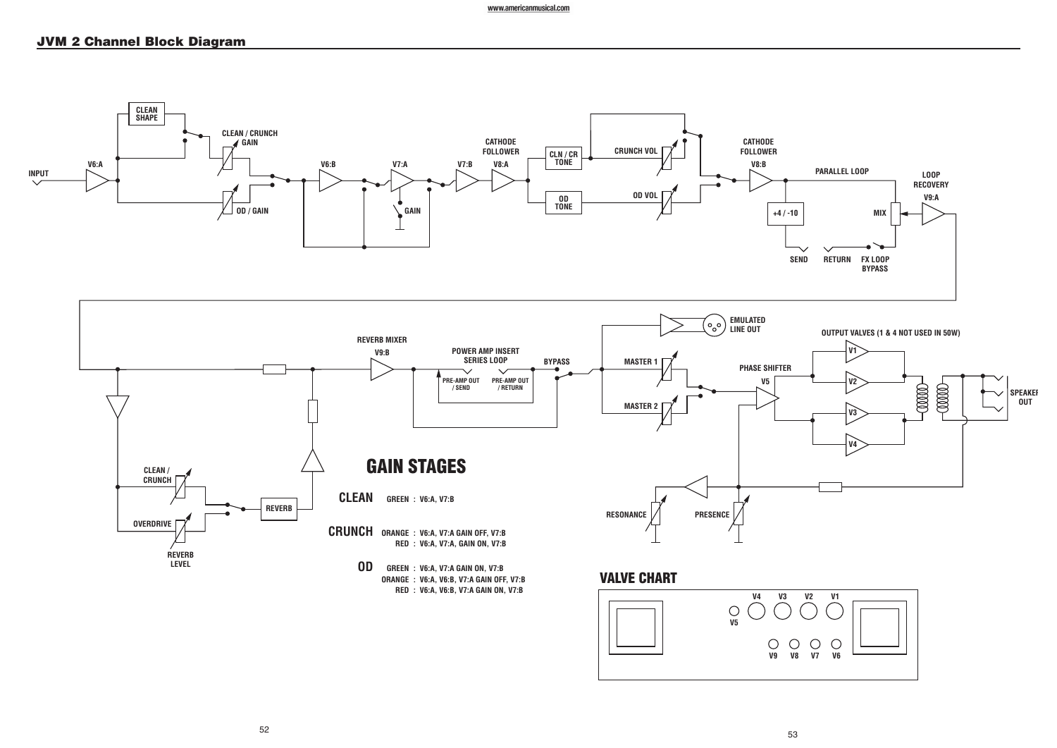## JVM 2 Channel Block Diagram

INPUT
V6:A
CLEAN SHAPE
CLEAN / CRUNCH GAIN
OD / GAIN
V6:B
V7:A
GAIN
V7:B
CATHODE FOLLOWER
V8:A
CLN / CR TONE
OD TONE
CRUNCH VOL
OD VOL
CATHODE FOLLOWER
V8:B
PARALLEL LOOP
+4 / -10
MIX
LOOP RECOVERY
V9:A
SEND
RETURN
FX LOOP BYPASS

REVERB MIXER
V9:B
POWER AMP INSERT SERIES LOOP
PRE-AMP OUT / SEND
PRE-AMP OUT / RETURN
BYPASS
EMULATED LINE OUT
MASTER 1
MASTER 2
PHASE SHIFTER
V5
OUTPUT VALVES (1 & 4 NOT USED IN 50W)
V1
V2
V3
V4
SPEAKER OUT
CLEAN / CRUNCH
OVERDRIVE
REVERB
REVERB LEVEL
RESONANCE
PRESENCE

## GAIN STAGES

**CLEAN**
GREEN : V6:A, V7:B

**CRUNCH**
ORANGE : V6:A, V7:A GAIN OFF, V7:B
RED : V6:A, V7:A, GAIN ON, V7:B

**OD**
GREEN : V6:A, V7:A GAIN ON, V7:B
ORANGE : V6:A, V6:B, V7:A GAIN OFF, V7:B
RED : V6:A, V6:B, V7:A GAIN ON, V7:B

## VALVE CHART

V4 V3 V2 V1
V5
V9 V8 V7 V6